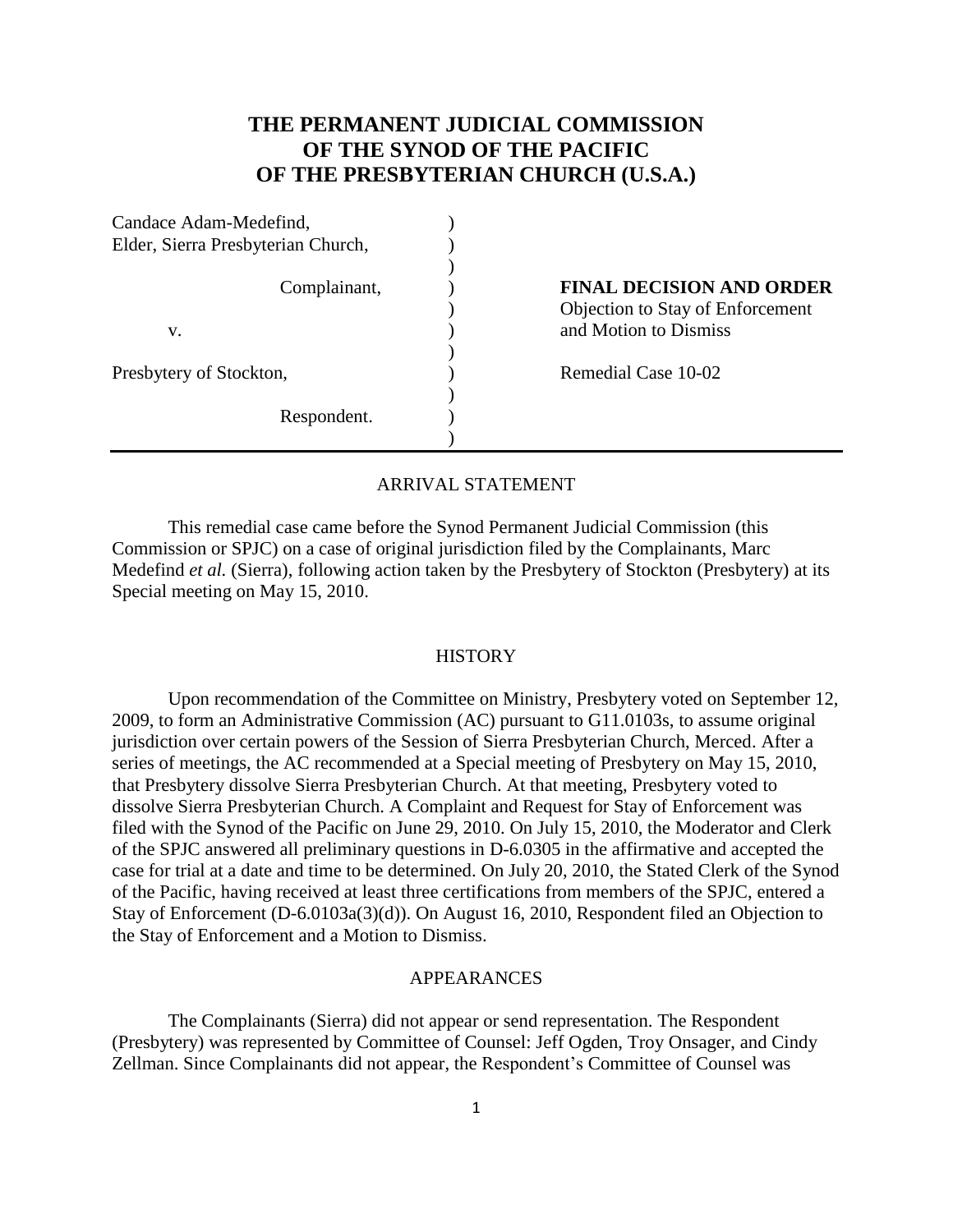# THE PERMANENT JUDICIAL COMMISSION OF THE SYNOD OF THE PACIFIC OF THE PRESBYTERIAN CHURCH (U.S.A.)

| | |
|---|---|
| Candace Adam-Medefind,<br>Elder, Sierra Presbyterian Church,<br><br>Complainant,<br><br>v.<br><br>Presbytery of Stockton,<br><br>Respondent. | **FINAL DECISION AND ORDER**<br>Objection to Stay of Enforcement and Motion to Dismiss<br><br>Remedial Case 10-02 |

## ARRIVAL STATEMENT

This remedial case came before the Synod Permanent Judicial Commission (this Commission or SPJC) on a case of original jurisdiction filed by the Complainants, Marc Medefind *et al.* (Sierra), following action taken by the Presbytery of Stockton (Presbytery) at its Special meeting on May 15, 2010.

## HISTORY

Upon recommendation of the Committee on Ministry, Presbytery voted on September 12, 2009, to form an Administrative Commission (AC) pursuant to G11.0103s, to assume original jurisdiction over certain powers of the Session of Sierra Presbyterian Church, Merced. After a series of meetings, the AC recommended at a Special meeting of Presbytery on May 15, 2010, that Presbytery dissolve Sierra Presbyterian Church. At that meeting, Presbytery voted to dissolve Sierra Presbyterian Church. A Complaint and Request for Stay of Enforcement was filed with the Synod of the Pacific on June 29, 2010. On July 15, 2010, the Moderator and Clerk of the SPJC answered all preliminary questions in D-6.0305 in the affirmative and accepted the case for trial at a date and time to be determined. On July 20, 2010, the Stated Clerk of the Synod of the Pacific, having received at least three certifications from members of the SPJC, entered a Stay of Enforcement (D-6.0103a(3)(d)). On August 16, 2010, Respondent filed an Objection to the Stay of Enforcement and a Motion to Dismiss.

## APPEARANCES

The Complainants (Sierra) did not appear or send representation. The Respondent (Presbytery) was represented by Committee of Counsel: Jeff Ogden, Troy Onsager, and Cindy Zellman. Since Complainants did not appear, the Respondent's Committee of Counsel was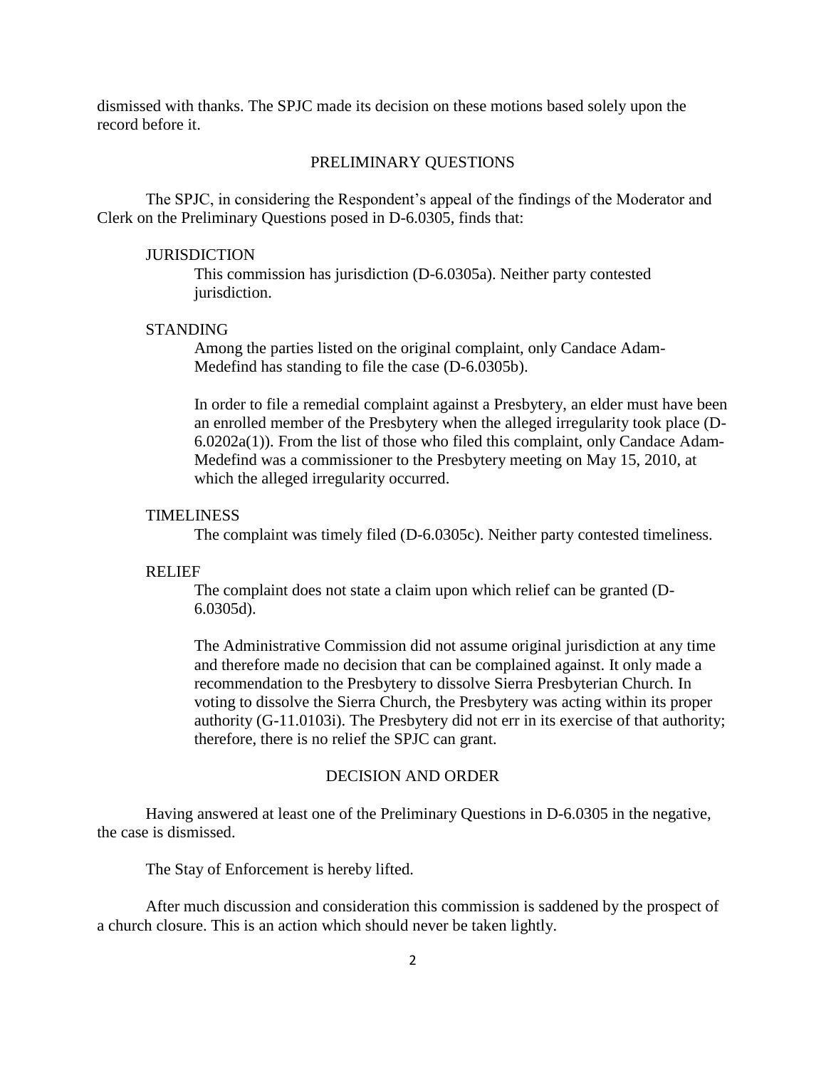dismissed with thanks. The SPJC made its decision on these motions based solely upon the record before it.

## PRELIMINARY QUESTIONS

The SPJC, in considering the Respondent's appeal of the findings of the Moderator and Clerk on the Preliminary Questions posed in D-6.0305, finds that:

### JURISDICTION

This commission has jurisdiction (D-6.0305a). Neither party contested jurisdiction.

### STANDING

Among the parties listed on the original complaint, only Candace Adam-Medefind has standing to file the case (D-6.0305b).

In order to file a remedial complaint against a Presbytery, an elder must have been an enrolled member of the Presbytery when the alleged irregularity took place (D-6.0202a(1)). From the list of those who filed this complaint, only Candace Adam-Medefind was a commissioner to the Presbytery meeting on May 15, 2010, at which the alleged irregularity occurred.

### TIMELINESS

The complaint was timely filed (D-6.0305c). Neither party contested timeliness.

### RELIEF

The complaint does not state a claim upon which relief can be granted (D-6.0305d).

The Administrative Commission did not assume original jurisdiction at any time and therefore made no decision that can be complained against. It only made a recommendation to the Presbytery to dissolve Sierra Presbyterian Church. In voting to dissolve the Sierra Church, the Presbytery was acting within its proper authority (G-11.0103i). The Presbytery did not err in its exercise of that authority; therefore, there is no relief the SPJC can grant.

## DECISION AND ORDER

Having answered at least one of the Preliminary Questions in D-6.0305 in the negative, the case is dismissed.

The Stay of Enforcement is hereby lifted.

After much discussion and consideration this commission is saddened by the prospect of a church closure. This is an action which should never be taken lightly.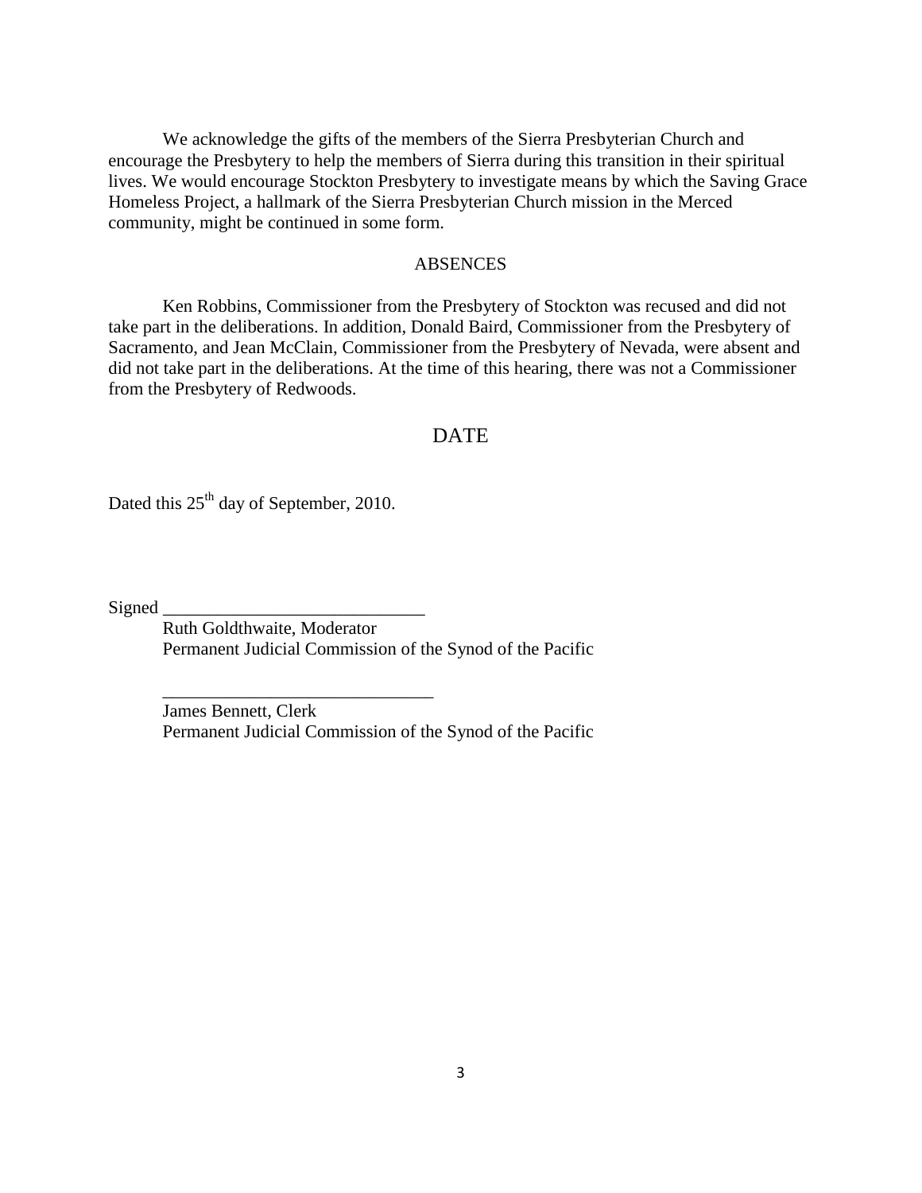We acknowledge the gifts of the members of the Sierra Presbyterian Church and encourage the Presbytery to help the members of Sierra during this transition in their spiritual lives. We would encourage Stockton Presbytery to investigate means by which the Saving Grace Homeless Project, a hallmark of the Sierra Presbyterian Church mission in the Merced community, might be continued in some form.

## ABSENCES

Ken Robbins, Commissioner from the Presbytery of Stockton was recused and did not take part in the deliberations. In addition, Donald Baird, Commissioner from the Presbytery of Sacramento, and Jean McClain, Commissioner from the Presbytery of Nevada, were absent and did not take part in the deliberations. At the time of this hearing, there was not a Commissioner from the Presbytery of Redwoods.

## DATE

Dated this 25th day of September, 2010.

Signed _____________________________

Ruth Goldthwaite, Moderator
Permanent Judicial Commission of the Synod of the Pacific

_____________________________

James Bennett, Clerk
Permanent Judicial Commission of the Synod of the Pacific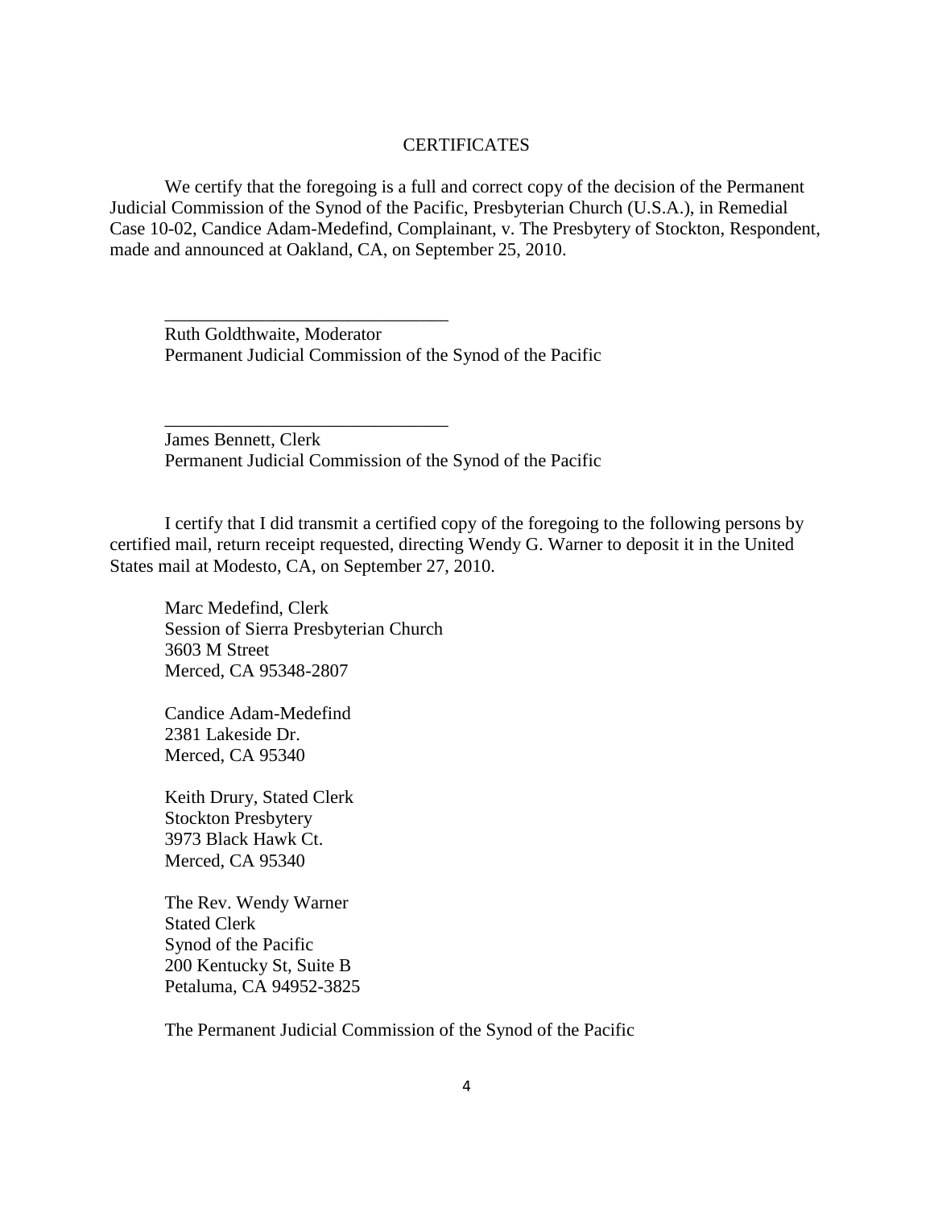## CERTIFICATES

We certify that the foregoing is a full and correct copy of the decision of the Permanent Judicial Commission of the Synod of the Pacific, Presbyterian Church (U.S.A.), in Remedial Case 10-02, Candice Adam-Medefind, Complainant, v. The Presbytery of Stockton, Respondent, made and announced at Oakland, CA, on September 25, 2010.

_______________________________
Ruth Goldthwaite, Moderator
Permanent Judicial Commission of the Synod of the Pacific

_______________________________
James Bennett, Clerk
Permanent Judicial Commission of the Synod of the Pacific

I certify that I did transmit a certified copy of the foregoing to the following persons by certified mail, return receipt requested, directing Wendy G. Warner to deposit it in the United States mail at Modesto, CA, on September 27, 2010.

Marc Medefind, Clerk
Session of Sierra Presbyterian Church
3603 M Street
Merced, CA 95348-2807

Candice Adam-Medefind
2381 Lakeside Dr.
Merced, CA 95340

Keith Drury, Stated Clerk
Stockton Presbytery
3973 Black Hawk Ct.
Merced, CA 95340

The Rev. Wendy Warner
Stated Clerk
Synod of the Pacific
200 Kentucky St, Suite B
Petaluma, CA 94952-3825

The Permanent Judicial Commission of the Synod of the Pacific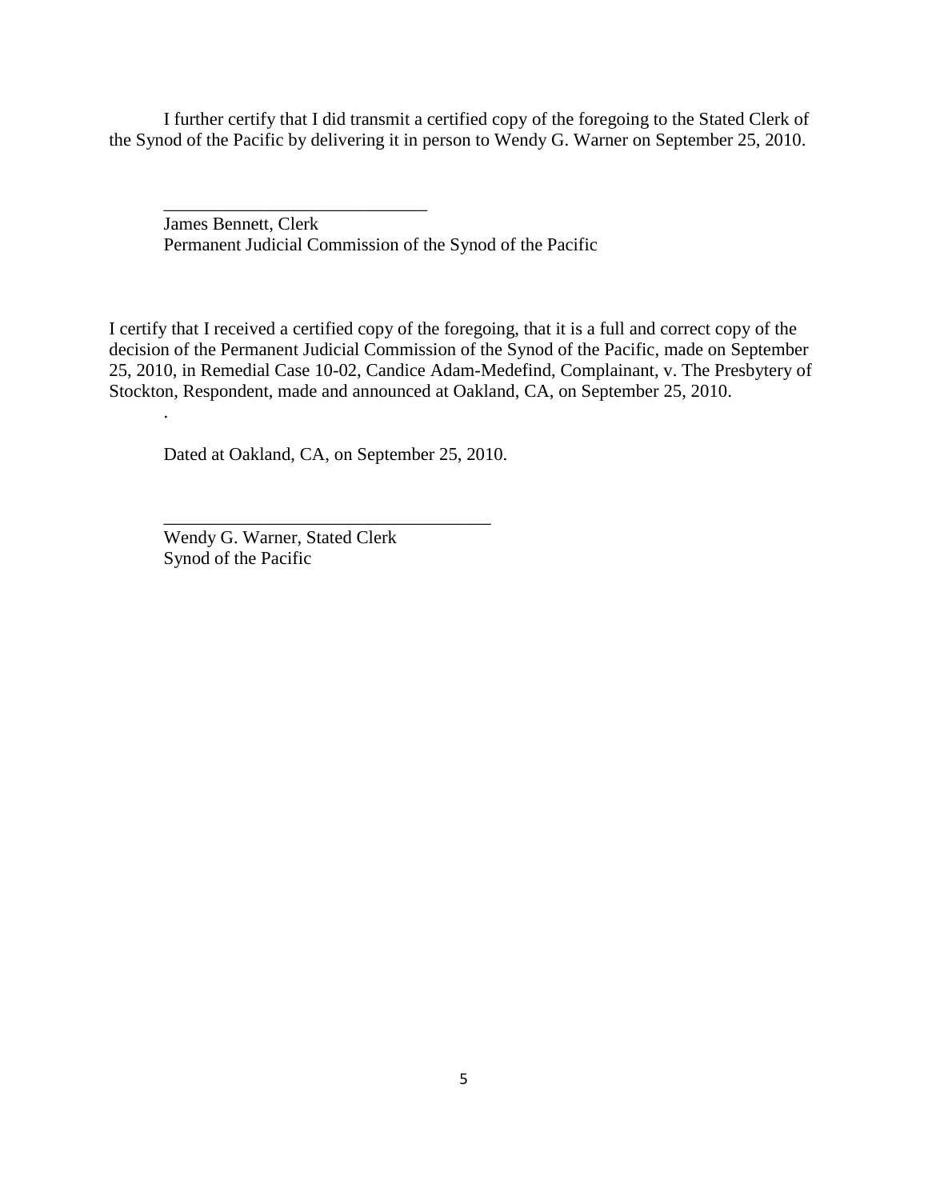I further certify that I did transmit a certified copy of the foregoing to the Stated Clerk of the Synod of the Pacific by delivering it in person to Wendy G. Warner on September 25, 2010.

_____________________________

James Bennett, Clerk
Permanent Judicial Commission of the Synod of the Pacific

I certify that I received a certified copy of the foregoing, that it is a full and correct copy of the decision of the Permanent Judicial Commission of the Synod of the Pacific, made on September 25, 2010, in Remedial Case 10-02, Candice Adam-Medefind, Complainant, v. The Presbytery of Stockton, Respondent, made and announced at Oakland, CA, on September 25, 2010.

.

Dated at Oakland, CA, on September 25, 2010.

___________________________________

Wendy G. Warner, Stated Clerk
Synod of the Pacific